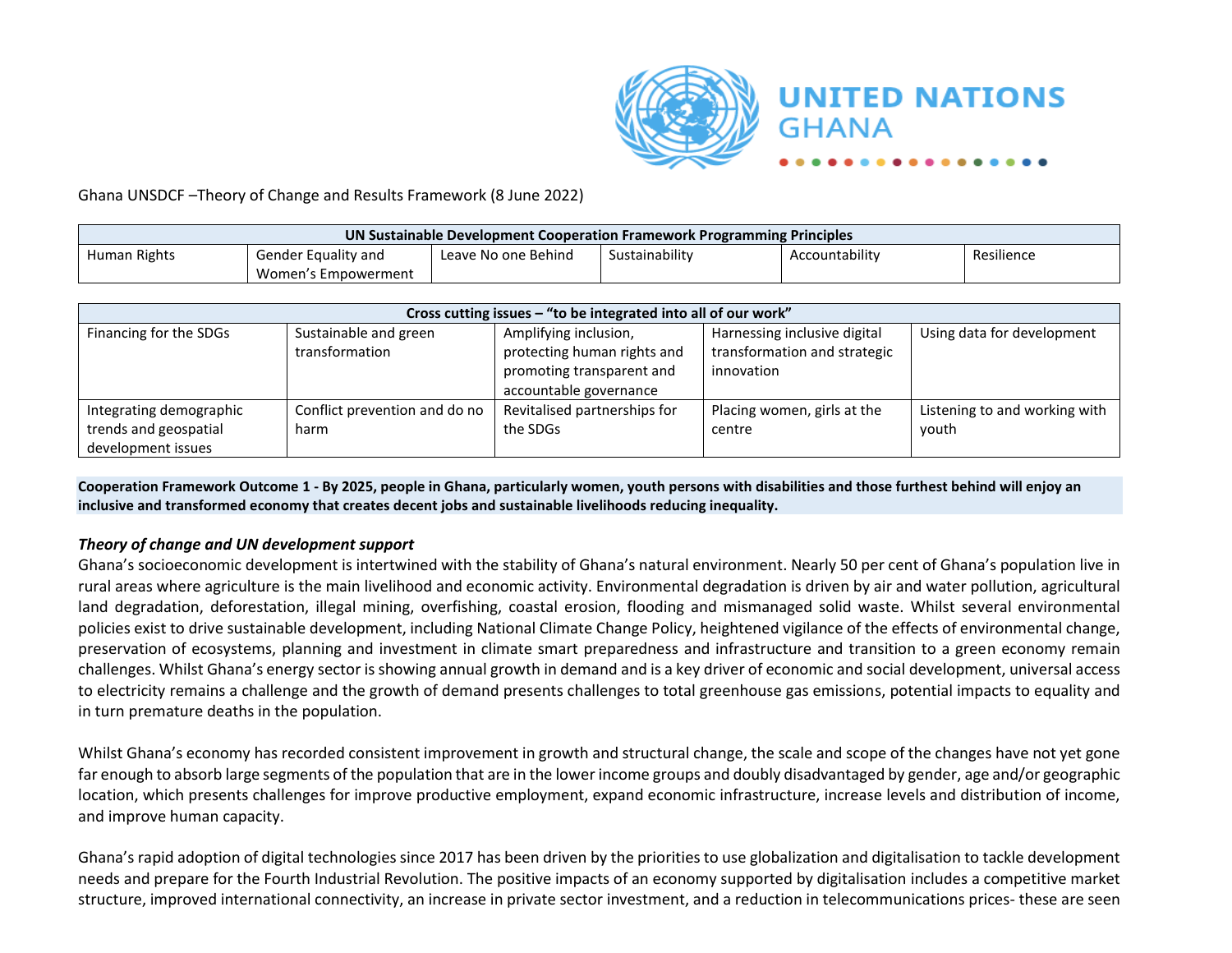UNITED NATIONS GHANA

Ghana UNSDCF –Theory of Change and Results Framework (8 June 2022)

| UN Sustainable Development Cooperation Framework Programming Principles | | | | | |
|---|---|---|---|---|---|
| Human Rights | Gender Equality and Women's Empowerment | Leave No one Behind | Sustainability | Accountability | Resilience |

| Cross cutting issues – "to be integrated into all of our work" | | | | |
|---|---|---|---|---|
| Financing for the SDGs | Sustainable and green transformation | Amplifying inclusion, protecting human rights and promoting transparent and accountable governance | Harnessing inclusive digital transformation and strategic innovation | Using data for development |
| Integrating demographic trends and geospatial development issues | Conflict prevention and do no harm | Revitalised partnerships for the SDGs | Placing women, girls at the centre | Listening to and working with youth |

**Cooperation Framework Outcome 1 - By 2025, people in Ghana, particularly women, youth persons with disabilities and those furthest behind will enjoy an inclusive and transformed economy that creates decent jobs and sustainable livelihoods reducing inequality.**

***Theory of change and UN development support***

Ghana's socioeconomic development is intertwined with the stability of Ghana's natural environment. Nearly 50 per cent of Ghana's population live in rural areas where agriculture is the main livelihood and economic activity. Environmental degradation is driven by air and water pollution, agricultural land degradation, deforestation, illegal mining, overfishing, coastal erosion, flooding and mismanaged solid waste. Whilst several environmental policies exist to drive sustainable development, including National Climate Change Policy, heightened vigilance of the effects of environmental change, preservation of ecosystems, planning and investment in climate smart preparedness and infrastructure and transition to a green economy remain challenges. Whilst Ghana's energy sector is showing annual growth in demand and is a key driver of economic and social development, universal access to electricity remains a challenge and the growth of demand presents challenges to total greenhouse gas emissions, potential impacts to equality and in turn premature deaths in the population.

Whilst Ghana's economy has recorded consistent improvement in growth and structural change, the scale and scope of the changes have not yet gone far enough to absorb large segments of the population that are in the lower income groups and doubly disadvantaged by gender, age and/or geographic location, which presents challenges for improve productive employment, expand economic infrastructure, increase levels and distribution of income, and improve human capacity.

Ghana's rapid adoption of digital technologies since 2017 has been driven by the priorities to use globalization and digitalisation to tackle development needs and prepare for the Fourth Industrial Revolution. The positive impacts of an economy supported by digitalisation includes a competitive market structure, improved international connectivity, an increase in private sector investment, and a reduction in telecommunications prices- these are seen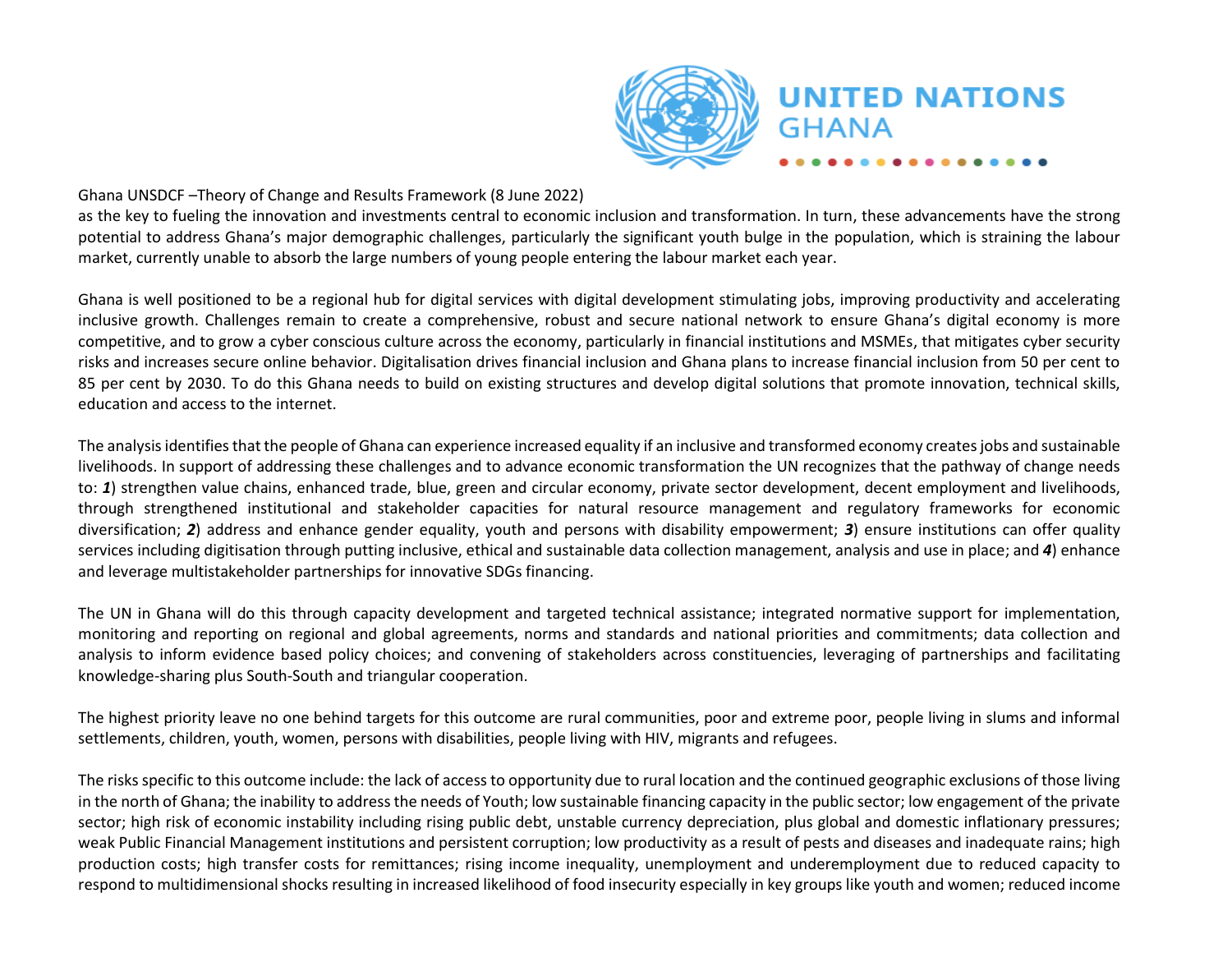as the key to fueling the innovation and investments central to economic inclusion and transformation. In turn, these advancements have the strong potential to address Ghana's major demographic challenges, particularly the significant youth bulge in the population, which is straining the labour market, currently unable to absorb the large numbers of young people entering the labour market each year.

Ghana is well positioned to be a regional hub for digital services with digital development stimulating jobs, improving productivity and accelerating inclusive growth. Challenges remain to create a comprehensive, robust and secure national network to ensure Ghana's digital economy is more competitive, and to grow a cyber conscious culture across the economy, particularly in financial institutions and MSMEs, that mitigates cyber security risks and increases secure online behavior. Digitalisation drives financial inclusion and Ghana plans to increase financial inclusion from 50 per cent to 85 per cent by 2030. To do this Ghana needs to build on existing structures and develop digital solutions that promote innovation, technical skills, education and access to the internet.

The analysis identifies that the people of Ghana can experience increased equality if an inclusive and transformed economy creates jobs and sustainable livelihoods. In support of addressing these challenges and to advance economic transformation the UN recognizes that the pathway of change needs to: ***1***) strengthen value chains, enhanced trade, blue, green and circular economy, private sector development, decent employment and livelihoods, through strengthened institutional and stakeholder capacities for natural resource management and regulatory frameworks for economic diversification; ***2***) address and enhance gender equality, youth and persons with disability empowerment; ***3***) ensure institutions can offer quality services including digitisation through putting inclusive, ethical and sustainable data collection management, analysis and use in place; and ***4***) enhance and leverage multistakeholder partnerships for innovative SDGs financing.

The UN in Ghana will do this through capacity development and targeted technical assistance; integrated normative support for implementation, monitoring and reporting on regional and global agreements, norms and standards and national priorities and commitments; data collection and analysis to inform evidence based policy choices; and convening of stakeholders across constituencies, leveraging of partnerships and facilitating knowledge-sharing plus South-South and triangular cooperation.

The highest priority leave no one behind targets for this outcome are rural communities, poor and extreme poor, people living in slums and informal settlements, children, youth, women, persons with disabilities, people living with HIV, migrants and refugees.

The risks specific to this outcome include: the lack of access to opportunity due to rural location and the continued geographic exclusions of those living in the north of Ghana; the inability to address the needs of Youth; low sustainable financing capacity in the public sector; low engagement of the private sector; high risk of economic instability including rising public debt, unstable currency depreciation, plus global and domestic inflationary pressures; weak Public Financial Management institutions and persistent corruption; low productivity as a result of pests and diseases and inadequate rains; high production costs; high transfer costs for remittances; rising income inequality, unemployment and underemployment due to reduced capacity to respond to multidimensional shocks resulting in increased likelihood of food insecurity especially in key groups like youth and women; reduced income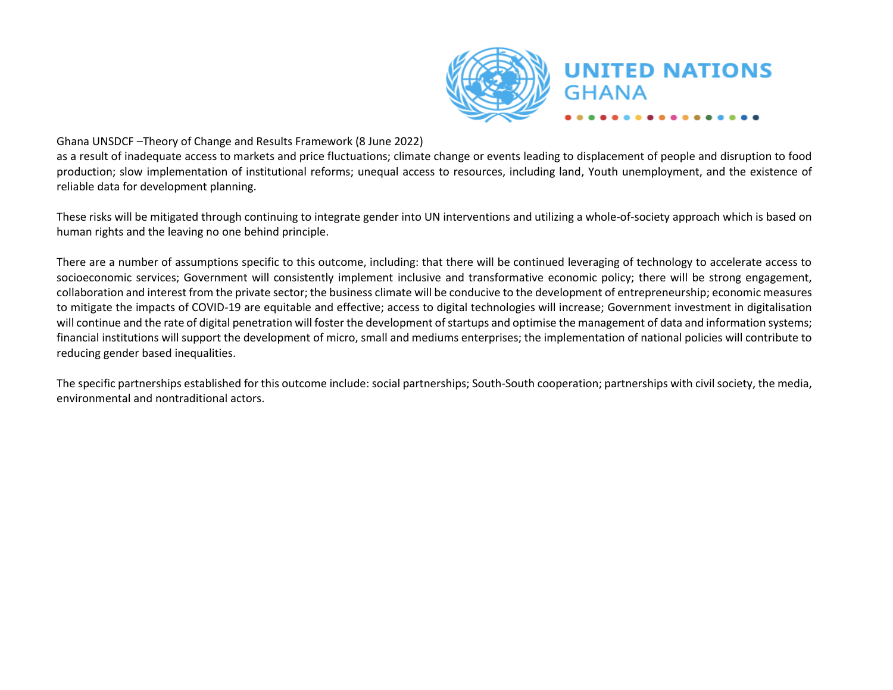as a result of inadequate access to markets and price fluctuations; climate change or events leading to displacement of people and disruption to food production; slow implementation of institutional reforms; unequal access to resources, including land, Youth unemployment, and the existence of reliable data for development planning.

These risks will be mitigated through continuing to integrate gender into UN interventions and utilizing a whole-of-society approach which is based on human rights and the leaving no one behind principle.

There are a number of assumptions specific to this outcome, including: that there will be continued leveraging of technology to accelerate access to socioeconomic services; Government will consistently implement inclusive and transformative economic policy; there will be strong engagement, collaboration and interest from the private sector; the business climate will be conducive to the development of entrepreneurship; economic measures to mitigate the impacts of COVID-19 are equitable and effective; access to digital technologies will increase; Government investment in digitalisation will continue and the rate of digital penetration will foster the development of startups and optimise the management of data and information systems; financial institutions will support the development of micro, small and mediums enterprises; the implementation of national policies will contribute to reducing gender based inequalities.

The specific partnerships established for this outcome include: social partnerships; South-South cooperation; partnerships with civil society, the media, environmental and nontraditional actors.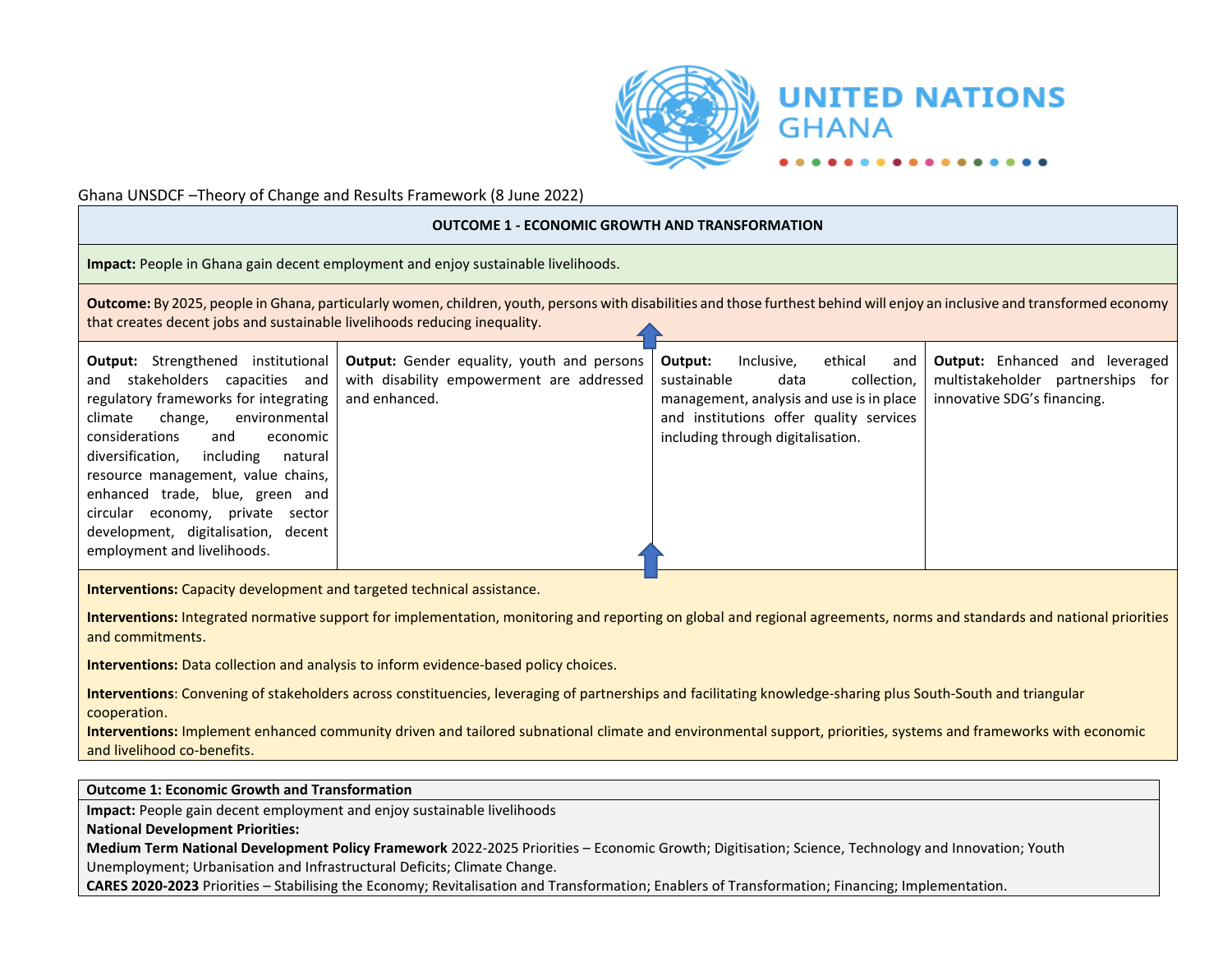Ghana UNSDCF –Theory of Change and Results Framework (8 June 2022)

| OUTCOME 1 - ECONOMIC GROWTH AND TRANSFORMATION | | | |
|---|---|---|---|
| **Impact:** People in Ghana gain decent employment and enjoy sustainable livelihoods. | | | |
| **Outcome:** By 2025, people in Ghana, particularly women, children, youth, persons with disabilities and those furthest behind will enjoy an inclusive and transformed economy that creates decent jobs and sustainable livelihoods reducing inequality. | | | |
| **Output:** Strengthened institutional and stakeholders capacities and regulatory frameworks for integrating climate change, environmental considerations and economic diversification, including natural resource management, value chains, enhanced trade, blue, green and circular economy, private sector development, digitalisation, decent employment and livelihoods. | **Output:** Gender equality, youth and persons with disability empowerment are addressed and enhanced. | **Output:** Inclusive, ethical and sustainable data collection, management, analysis and use is in place and institutions offer quality services including through digitalisation. | **Output:** Enhanced and leveraged multistakeholder partnerships for innovative SDG's financing. |
| **Interventions:** Capacity development and targeted technical assistance.<br>**Interventions:** Integrated normative support for implementation, monitoring and reporting on global and regional agreements, norms and standards and national priorities and commitments.<br>**Interventions:** Data collection and analysis to inform evidence-based policy choices.<br>**Interventions**: Convening of stakeholders across constituencies, leveraging of partnerships and facilitating knowledge-sharing plus South-South and triangular cooperation.<br>**Interventions:** Implement enhanced community driven and tailored subnational climate and environmental support, priorities, systems and frameworks with economic and livelihood co-benefits. | | | |

| Outcome 1: Economic Growth and Transformation |
|---|
| **Impact:** People gain decent employment and enjoy sustainable livelihoods<br>**National Development Priorities:**<br>**Medium Term National Development Policy Framework** 2022-2025 Priorities – Economic Growth; Digitisation; Science, Technology and Innovation; Youth Unemployment; Urbanisation and Infrastructural Deficits; Climate Change.<br>**CARES 2020-2023** Priorities – Stabilising the Economy; Revitalisation and Transformation; Enablers of Transformation; Financing; Implementation. |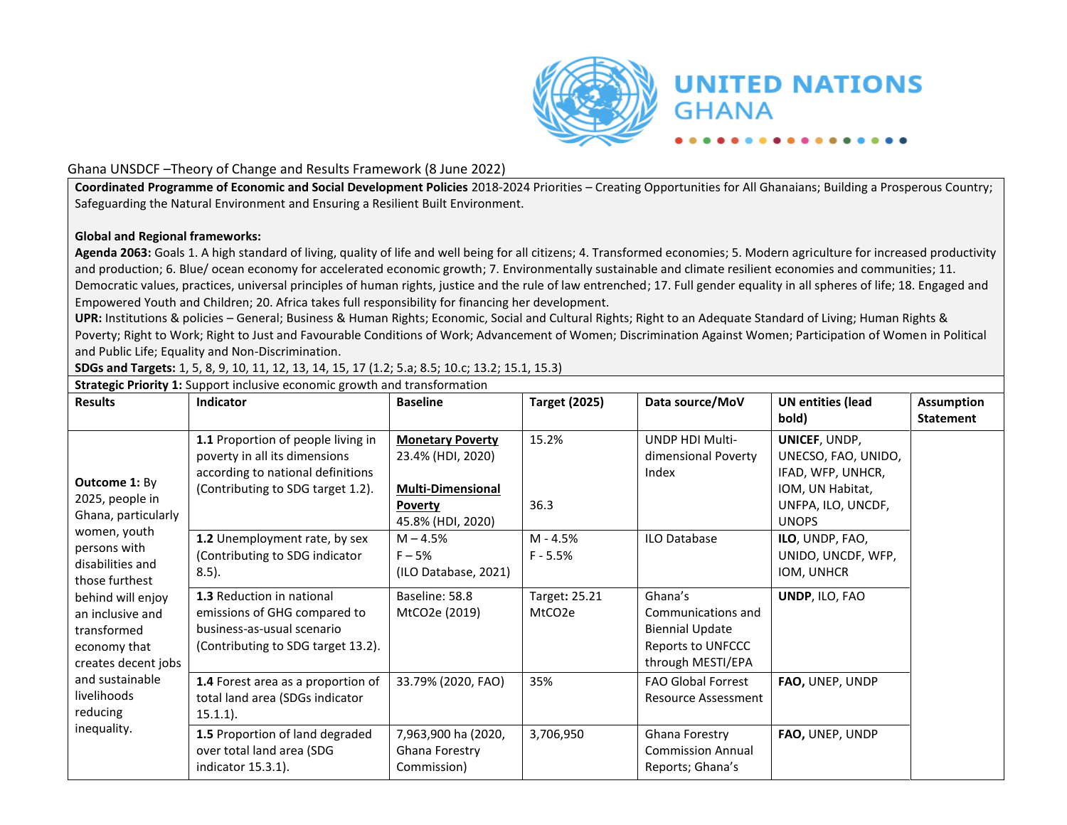Ghana UNSDCF –Theory of Change and Results Framework (8 June 2022)

**Coordinated Programme of Economic and Social Development Policies** 2018-2024 Priorities – Creating Opportunities for All Ghanaians; Building a Prosperous Country; Safeguarding the Natural Environment and Ensuring a Resilient Built Environment.

**Global and Regional frameworks:**

**Agenda 2063:** Goals 1. A high standard of living, quality of life and well being for all citizens; 4. Transformed economies; 5. Modern agriculture for increased productivity and production; 6. Blue/ ocean economy for accelerated economic growth; 7. Environmentally sustainable and climate resilient economies and communities; 11. Democratic values, practices, universal principles of human rights, justice and the rule of law entrenched; 17. Full gender equality in all spheres of life; 18. Engaged and Empowered Youth and Children; 20. Africa takes full responsibility for financing her development.

**UPR:** Institutions & policies – General; Business & Human Rights; Economic, Social and Cultural Rights; Right to an Adequate Standard of Living; Human Rights & Poverty; Right to Work; Right to Just and Favourable Conditions of Work; Advancement of Women; Discrimination Against Women; Participation of Women in Political and Public Life; Equality and Non-Discrimination.

**SDGs and Targets:** 1, 5, 8, 9, 10, 11, 12, 13, 14, 15, 17 (1.2; 5.a; 8.5; 10.c; 13.2; 15.1, 15.3)

**Strategic Priority 1:** Support inclusive economic growth and transformation

| Results | Indicator | Baseline | Target (2025) | Data source/MoV | UN entities (lead bold) | Assumption Statement |
|---|---|---|---|---|---|---|
| **Outcome 1:** By 2025, people in Ghana, particularly women, youth persons with disabilities and those furthest behind will enjoy an inclusive and transformed economy that creates decent jobs and sustainable livelihoods reducing inequality. | **1.1** Proportion of people living in poverty in all its dimensions according to national definitions (Contributing to SDG target 1.2). | **Monetary Poverty** 23.4% (HDI, 2020)<br><br>**Multi-Dimensional Poverty** 45.8% (HDI, 2020) | 15.2%<br><br>36.3 | UNDP HDI Multi-dimensional Poverty Index | **UNICEF**, UNDP, UNECSO, FAO, UNIDO, IFAD, WFP, UNHCR, IOM, UN Habitat, UNFPA, ILO, UNCDF, UNOPS | |
| | **1.2** Unemployment rate, by sex (Contributing to SDG indicator 8.5). | M – 4.5%<br>F – 5%<br>(ILO Database, 2021) | M - 4.5%<br>F - 5.5% | ILO Database | **ILO**, UNDP, FAO, UNIDO, UNCDF, WFP, IOM, UNHCR | |
| | **1.3** Reduction in national emissions of GHG compared to business-as-usual scenario (Contributing to SDG target 13.2). | Baseline: 58.8 MtCO2e (2019) | Target**:** 25.21 MtCO2e | Ghana's Communications and Biennial Update Reports to UNFCCC through MESTI/EPA | **UNDP**, ILO, FAO | |
| | **1.4** Forest area as a proportion of total land area (SDGs indicator 15.1.1). | 33.79% (2020, FAO) | 35% | FAO Global Forrest Resource Assessment | **FAO,** UNEP, UNDP | |
| | **1.5** Proportion of land degraded over total land area (SDG indicator 15.3.1). | 7,963,900 ha (2020, Ghana Forestry Commission) | 3,706,950 | Ghana Forestry Commission Annual Reports; Ghana's | **FAO,** UNEP, UNDP | |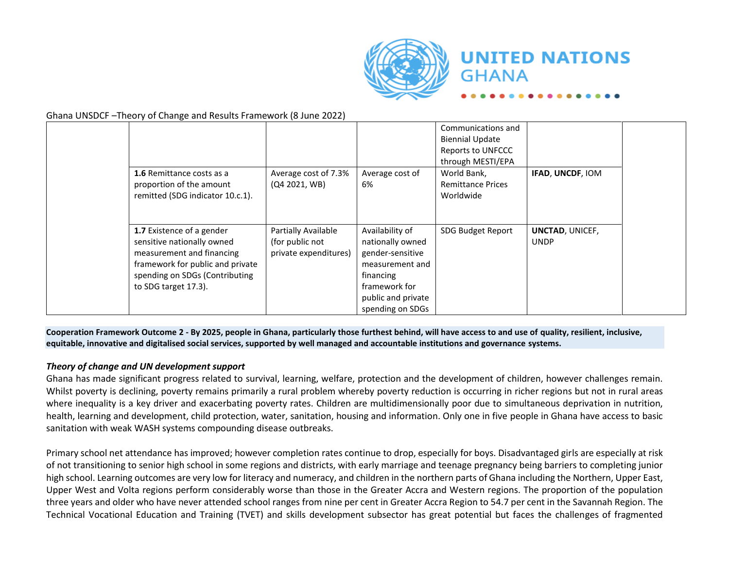| | | | | | | |
|---|---|---|---|---|---|---|
| | | | | Communications and Biennial Update Reports to UNFCCC through MESTI/EPA | | |
| | **1.6** Remittance costs as a proportion of the amount remitted (SDG indicator 10.c.1). | Average cost of 7.3% (Q4 2021, WB) | Average cost of 6% | World Bank, Remittance Prices Worldwide | **IFAD**, **UNCDF**, IOM | |
| | **1.7** Existence of a gender sensitive nationally owned measurement and financing framework for public and private spending on SDGs (Contributing to SDG target 17.3). | Partially Available (for public not private expenditures) | Availability of nationally owned gender-sensitive measurement and financing framework for public and private spending on SDGs | SDG Budget Report | **UNCTAD**, UNICEF, UNDP | |

**Cooperation Framework Outcome 2 - By 2025, people in Ghana, particularly those furthest behind, will have access to and use of quality, resilient, inclusive, equitable, innovative and digitalised social services, supported by well managed and accountable institutions and governance systems.**

***Theory of change and UN development support***

Ghana has made significant progress related to survival, learning, welfare, protection and the development of children, however challenges remain. Whilst poverty is declining, poverty remains primarily a rural problem whereby poverty reduction is occurring in richer regions but not in rural areas where inequality is a key driver and exacerbating poverty rates. Children are multidimensionally poor due to simultaneous deprivation in nutrition, health, learning and development, child protection, water, sanitation, housing and information. Only one in five people in Ghana have access to basic sanitation with weak WASH systems compounding disease outbreaks.

Primary school net attendance has improved; however completion rates continue to drop, especially for boys. Disadvantaged girls are especially at risk of not transitioning to senior high school in some regions and districts, with early marriage and teenage pregnancy being barriers to completing junior high school. Learning outcomes are very low for literacy and numeracy, and children in the northern parts of Ghana including the Northern, Upper East, Upper West and Volta regions perform considerably worse than those in the Greater Accra and Western regions. The proportion of the population three years and older who have never attended school ranges from nine per cent in Greater Accra Region to 54.7 per cent in the Savannah Region. The Technical Vocational Education and Training (TVET) and skills development subsector has great potential but faces the challenges of fragmented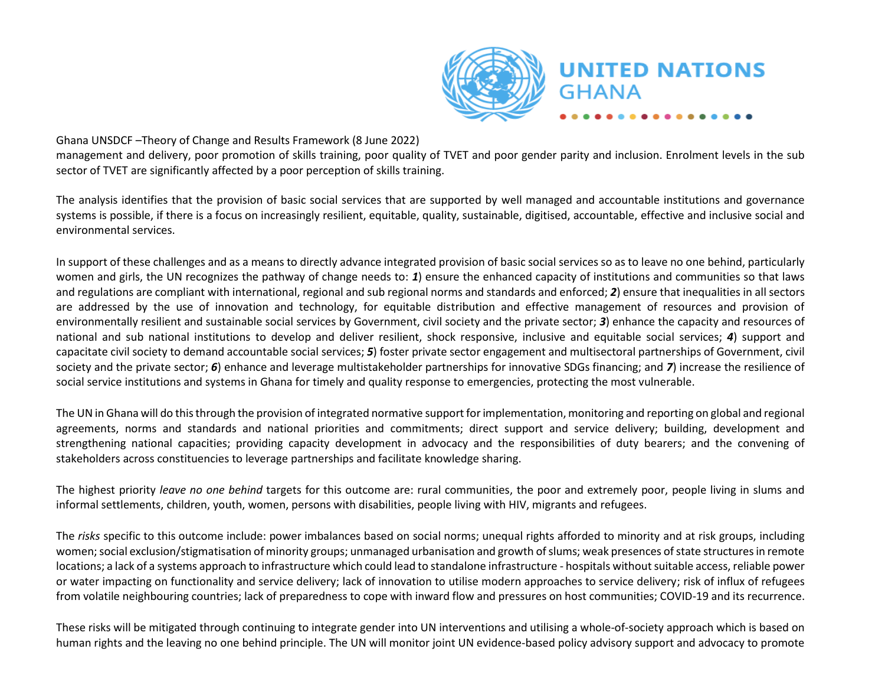management and delivery, poor promotion of skills training, poor quality of TVET and poor gender parity and inclusion. Enrolment levels in the sub sector of TVET are significantly affected by a poor perception of skills training.

The analysis identifies that the provision of basic social services that are supported by well managed and accountable institutions and governance systems is possible, if there is a focus on increasingly resilient, equitable, quality, sustainable, digitised, accountable, effective and inclusive social and environmental services.

In support of these challenges and as a means to directly advance integrated provision of basic social services so as to leave no one behind, particularly women and girls, the UN recognizes the pathway of change needs to: ***1***) ensure the enhanced capacity of institutions and communities so that laws and regulations are compliant with international, regional and sub regional norms and standards and enforced; ***2***) ensure that inequalities in all sectors are addressed by the use of innovation and technology, for equitable distribution and effective management of resources and provision of environmentally resilient and sustainable social services by Government, civil society and the private sector; ***3***) enhance the capacity and resources of national and sub national institutions to develop and deliver resilient, shock responsive, inclusive and equitable social services; ***4***) support and capacitate civil society to demand accountable social services; ***5***) foster private sector engagement and multisectoral partnerships of Government, civil society and the private sector; ***6***) enhance and leverage multistakeholder partnerships for innovative SDGs financing; and ***7***) increase the resilience of social service institutions and systems in Ghana for timely and quality response to emergencies, protecting the most vulnerable.

The UN in Ghana will do this through the provision of integrated normative support for implementation, monitoring and reporting on global and regional agreements, norms and standards and national priorities and commitments; direct support and service delivery; building, development and strengthening national capacities; providing capacity development in advocacy and the responsibilities of duty bearers; and the convening of stakeholders across constituencies to leverage partnerships and facilitate knowledge sharing.

The highest priority *leave no one behind* targets for this outcome are: rural communities, the poor and extremely poor, people living in slums and informal settlements, children, youth, women, persons with disabilities, people living with HIV, migrants and refugees.

The *risks* specific to this outcome include: power imbalances based on social norms; unequal rights afforded to minority and at risk groups, including women; social exclusion/stigmatisation of minority groups; unmanaged urbanisation and growth of slums; weak presences of state structures in remote locations; a lack of a systems approach to infrastructure which could lead to standalone infrastructure - hospitals without suitable access, reliable power or water impacting on functionality and service delivery; lack of innovation to utilise modern approaches to service delivery; risk of influx of refugees from volatile neighbouring countries; lack of preparedness to cope with inward flow and pressures on host communities; COVID-19 and its recurrence.

These risks will be mitigated through continuing to integrate gender into UN interventions and utilising a whole-of-society approach which is based on human rights and the leaving no one behind principle. The UN will monitor joint UN evidence-based policy advisory support and advocacy to promote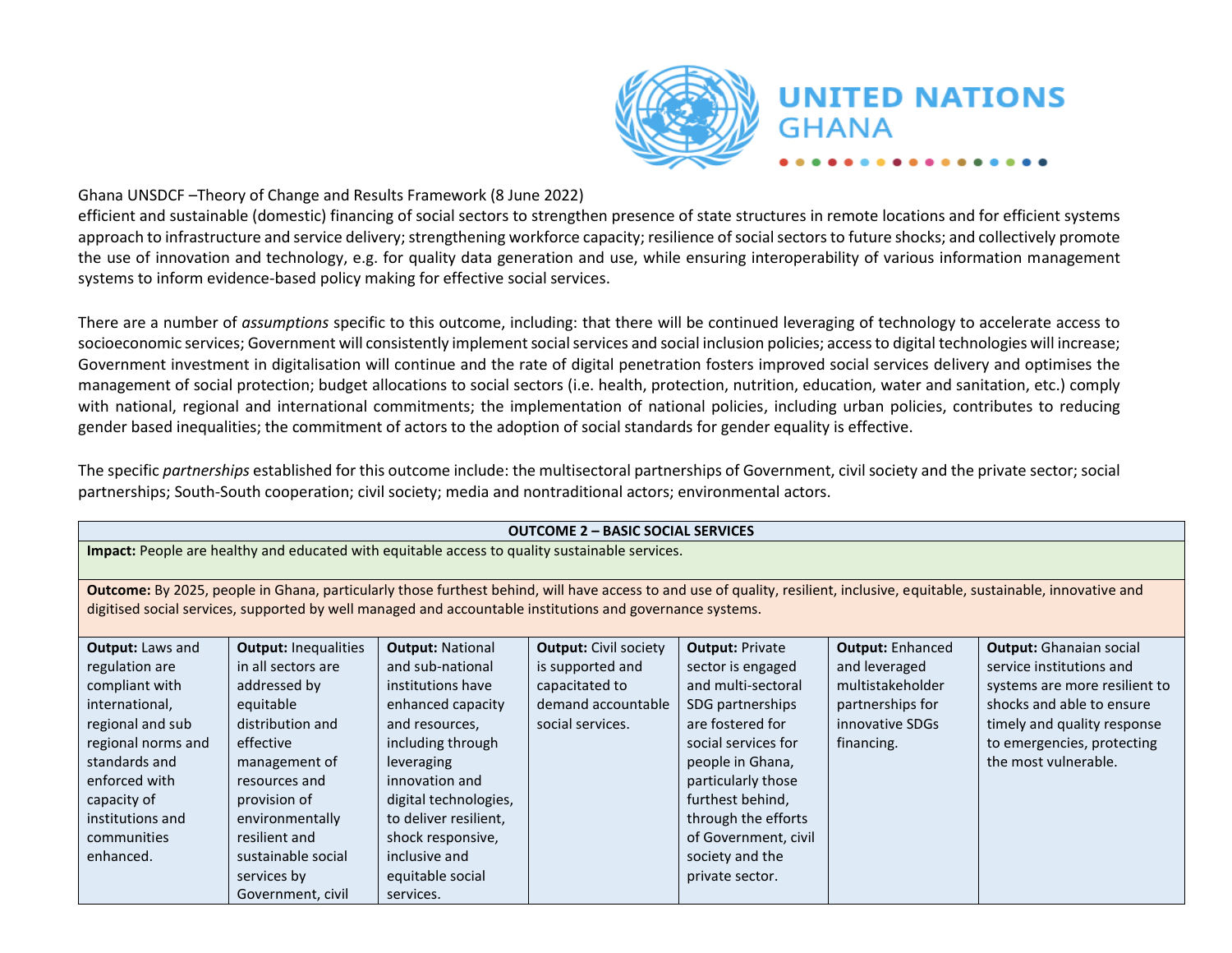efficient and sustainable (domestic) financing of social sectors to strengthen presence of state structures in remote locations and for efficient systems approach to infrastructure and service delivery; strengthening workforce capacity; resilience of social sectors to future shocks; and collectively promote the use of innovation and technology, e.g. for quality data generation and use, while ensuring interoperability of various information management systems to inform evidence-based policy making for effective social services.

There are a number of *assumptions* specific to this outcome, including: that there will be continued leveraging of technology to accelerate access to socioeconomic services; Government will consistently implement social services and social inclusion policies; access to digital technologies will increase; Government investment in digitalisation will continue and the rate of digital penetration fosters improved social services delivery and optimises the management of social protection; budget allocations to social sectors (i.e. health, protection, nutrition, education, water and sanitation, etc.) comply with national, regional and international commitments; the implementation of national policies, including urban policies, contributes to reducing gender based inequalities; the commitment of actors to the adoption of social standards for gender equality is effective.

The specific *partnerships* established for this outcome include: the multisectoral partnerships of Government, civil society and the private sector; social partnerships; South-South cooperation; civil society; media and nontraditional actors; environmental actors.

| **OUTCOME 2 – BASIC SOCIAL SERVICES** | | | | | | |
|---|---|---|---|---|---|---|
| **Impact:** People are healthy and educated with equitable access to quality sustainable services. | | | | | | |
| **Outcome:** By 2025, people in Ghana, particularly those furthest behind, will have access to and use of quality, resilient, inclusive, equitable, sustainable, innovative and digitised social services, supported by well managed and accountable institutions and governance systems. | | | | | | |
| **Output:** Laws and regulation are compliant with international, regional and sub regional norms and standards and enforced with capacity of institutions and communities enhanced. | **Output:** Inequalities in all sectors are addressed by equitable distribution and effective management of resources and provision of environmentally resilient and sustainable social services by Government, civil | **Output:** National and sub-national institutions have enhanced capacity and resources, including through leveraging innovation and digital technologies, to deliver resilient, shock responsive, inclusive and equitable social services. | **Output:** Civil society is supported and capacitated to demand accountable social services. | **Output:** Private sector is engaged and multi-sectoral SDG partnerships are fostered for social services for people in Ghana, particularly those furthest behind, through the efforts of Government, civil society and the private sector. | **Output:** Enhanced and leveraged multistakeholder partnerships for innovative SDGs financing. | **Output:** Ghanaian social service institutions and systems are more resilient to shocks and able to ensure timely and quality response to emergencies, protecting the most vulnerable. |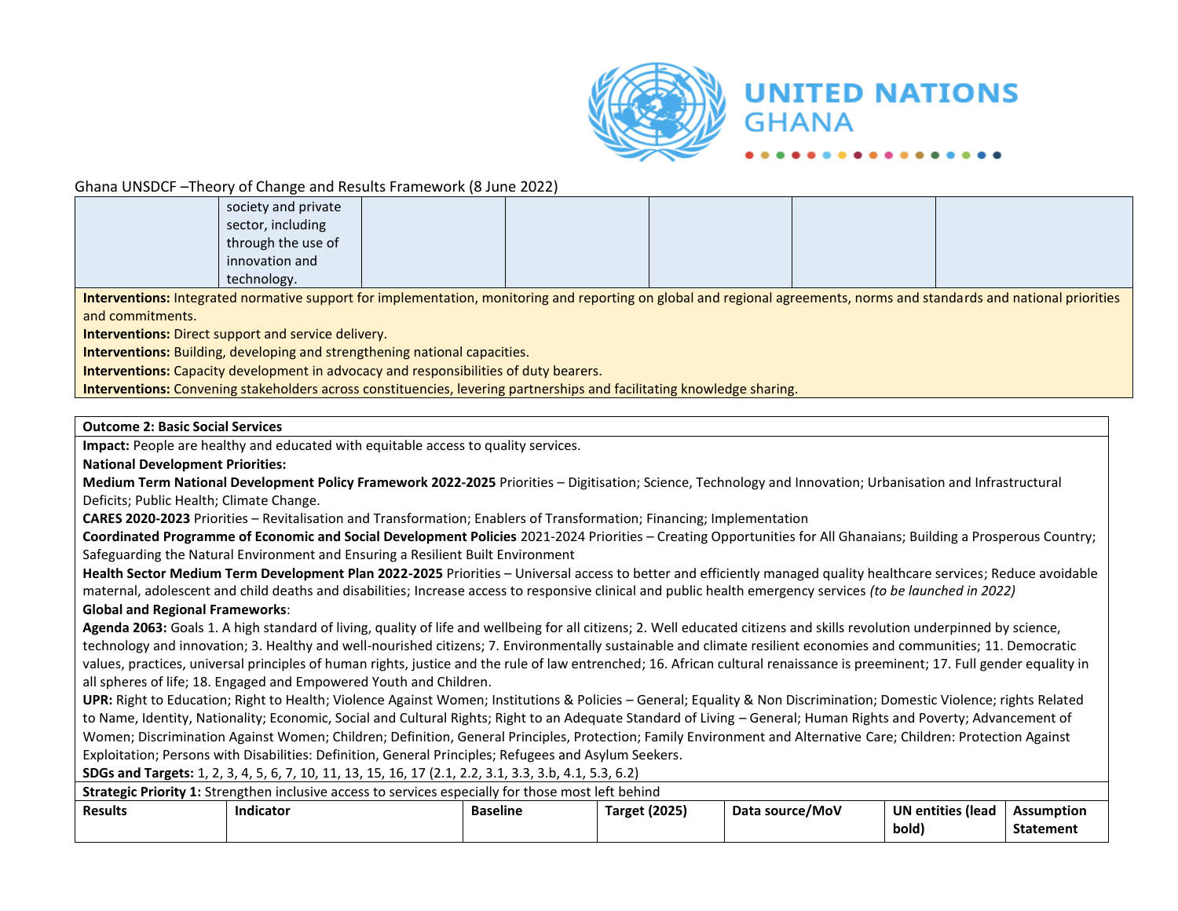Ghana UNSDCF –Theory of Change and Results Framework (8 June 2022)

| | | | | | | |
|---|---|---|---|---|---|---|
| | society and private sector, including through the use of innovation and technology. | | | | | |

**Interventions:** Integrated normative support for implementation, monitoring and reporting on global and regional agreements, norms and standards and national priorities and commitments.
**Interventions:** Direct support and service delivery.
**Interventions:** Building, developing and strengthening national capacities.
**Interventions:** Capacity development in advocacy and responsibilities of duty bearers.
**Interventions:** Convening stakeholders across constituencies, levering partnerships and facilitating knowledge sharing.

**Outcome 2: Basic Social Services**

**Impact:** People are healthy and educated with equitable access to quality services.

**National Development Priorities:**

**Medium Term National Development Policy Framework 2022-2025** Priorities – Digitisation; Science, Technology and Innovation; Urbanisation and Infrastructural Deficits; Public Health; Climate Change.

**CARES 2020-2023** Priorities – Revitalisation and Transformation; Enablers of Transformation; Financing; Implementation

**Coordinated Programme of Economic and Social Development Policies** 2021-2024 Priorities – Creating Opportunities for All Ghanaians; Building a Prosperous Country; Safeguarding the Natural Environment and Ensuring a Resilient Built Environment

**Health Sector Medium Term Development Plan 2022-2025** Priorities – Universal access to better and efficiently managed quality healthcare services; Reduce avoidable maternal, adolescent and child deaths and disabilities; Increase access to responsive clinical and public health emergency services *(to be launched in 2022)*

**Global and Regional Frameworks**:

**Agenda 2063:** Goals 1. A high standard of living, quality of life and wellbeing for all citizens; 2. Well educated citizens and skills revolution underpinned by science, technology and innovation; 3. Healthy and well-nourished citizens; 7. Environmentally sustainable and climate resilient economies and communities; 11. Democratic values, practices, universal principles of human rights, justice and the rule of law entrenched; 16. African cultural renaissance is preeminent; 17. Full gender equality in all spheres of life; 18. Engaged and Empowered Youth and Children.

**UPR:** Right to Education; Right to Health; Violence Against Women; Institutions & Policies – General; Equality & Non Discrimination; Domestic Violence; rights Related to Name, Identity, Nationality; Economic, Social and Cultural Rights; Right to an Adequate Standard of Living – General; Human Rights and Poverty; Advancement of Women; Discrimination Against Women; Children; Definition, General Principles, Protection; Family Environment and Alternative Care; Children: Protection Against Exploitation; Persons with Disabilities: Definition, General Principles; Refugees and Asylum Seekers.

**SDGs and Targets:** 1, 2, 3, 4, 5, 6, 7, 10, 11, 13, 15, 16, 17 (2.1, 2.2, 3.1, 3.3, 3.b, 4.1, 5.3, 6.2)

**Strategic Priority 1:** Strengthen inclusive access to services especially for those most left behind

| Results | Indicator | Baseline | Target (2025) | Data source/MoV | UN entities (lead bold) | Assumption Statement |
|---|---|---|---|---|---|---|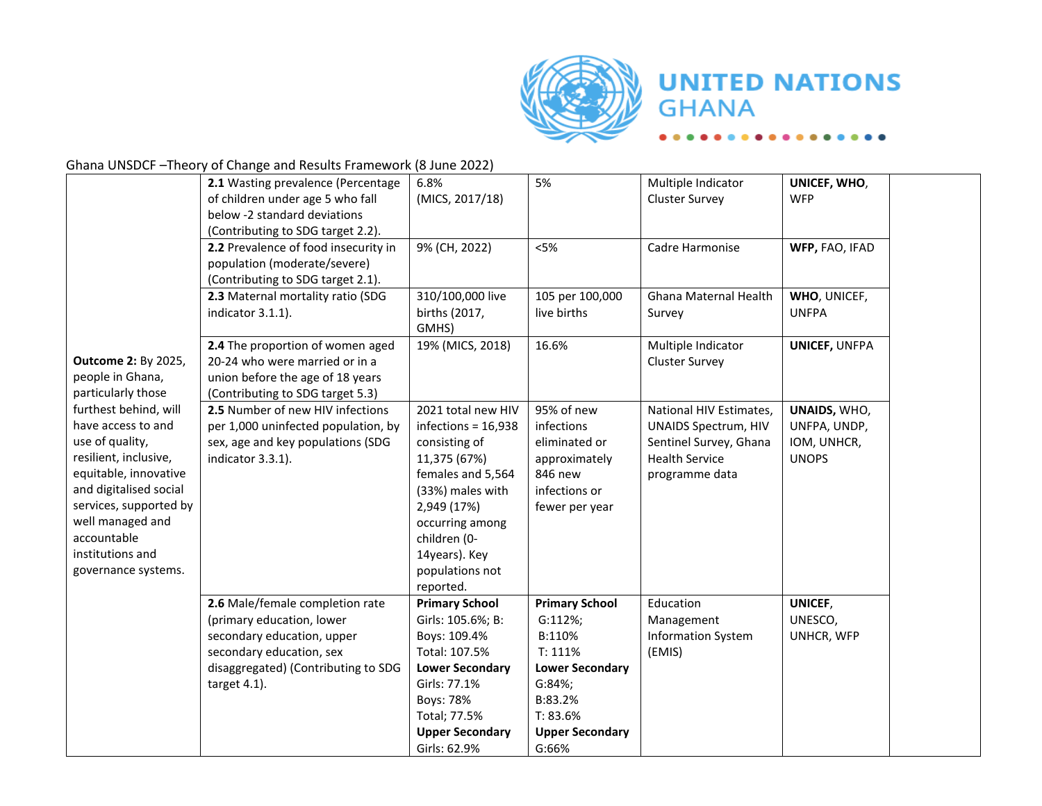Ghana UNSDCF –Theory of Change and Results Framework (8 June 2022)

| | | | | | | |
|---|---|---|---|---|---|---|
| **Outcome 2:** By 2025, people in Ghana, particularly those furthest behind, will have access to and use of quality, resilient, inclusive, equitable, innovative and digitalised social services, supported by well managed and accountable institutions and governance systems. | **2.1** Wasting prevalence (Percentage of children under age 5 who fall below -2 standard deviations (Contributing to SDG target 2.2). | 6.8% (MICS, 2017/18) | 5% | Multiple Indicator Cluster Survey | **UNICEF, WHO**, WFP | |
| | **2.2** Prevalence of food insecurity in population (moderate/severe) (Contributing to SDG target 2.1). | 9% (CH, 2022) | <5% | Cadre Harmonise | **WFP,** FAO, IFAD | |
| | **2.3** Maternal mortality ratio (SDG indicator 3.1.1). | 310/100,000 live births (2017, GMHS) | 105 per 100,000 live births | Ghana Maternal Health Survey | **WHO**, UNICEF, UNFPA | |
| | **2.4** The proportion of women aged 20-24 who were married or in a union before the age of 18 years (Contributing to SDG target 5.3) | 19% (MICS, 2018) | 16.6% | Multiple Indicator Cluster Survey | **UNICEF,** UNFPA | |
| | **2.5** Number of new HIV infections per 1,000 uninfected population, by sex, age and key populations (SDG indicator 3.3.1). | 2021 total new HIV infections = 16,938 consisting of 11,375 (67%) females and 5,564 (33%) males with 2,949 (17%) occurring among children (0-14years). Key populations not reported. | 95% of new infections eliminated or approximately 846 new infections or fewer per year | National HIV Estimates, UNAIDS Spectrum, HIV Sentinel Survey, Ghana Health Service programme data | **UNAIDS,** WHO, UNFPA, UNDP, IOM, UNHCR, UNOPS | |
| | **2.6** Male/female completion rate (primary education, lower secondary education, upper secondary education, sex disaggregated) (Contributing to SDG target 4.1). | **Primary School** Girls: 105.6%; B: Boys: 109.4% Total: 107.5% **Lower Secondary** Girls: 77.1% Boys: 78% Total; 77.5% **Upper Secondary** Girls: 62.9% | **Primary School** G:112%; B:110% T: 111% **Lower Secondary** G:84%; B:83.2% T: 83.6% **Upper Secondary** G:66% | Education Management Information System (EMIS) | **UNICEF**, UNESCO, UNHCR, WFP | |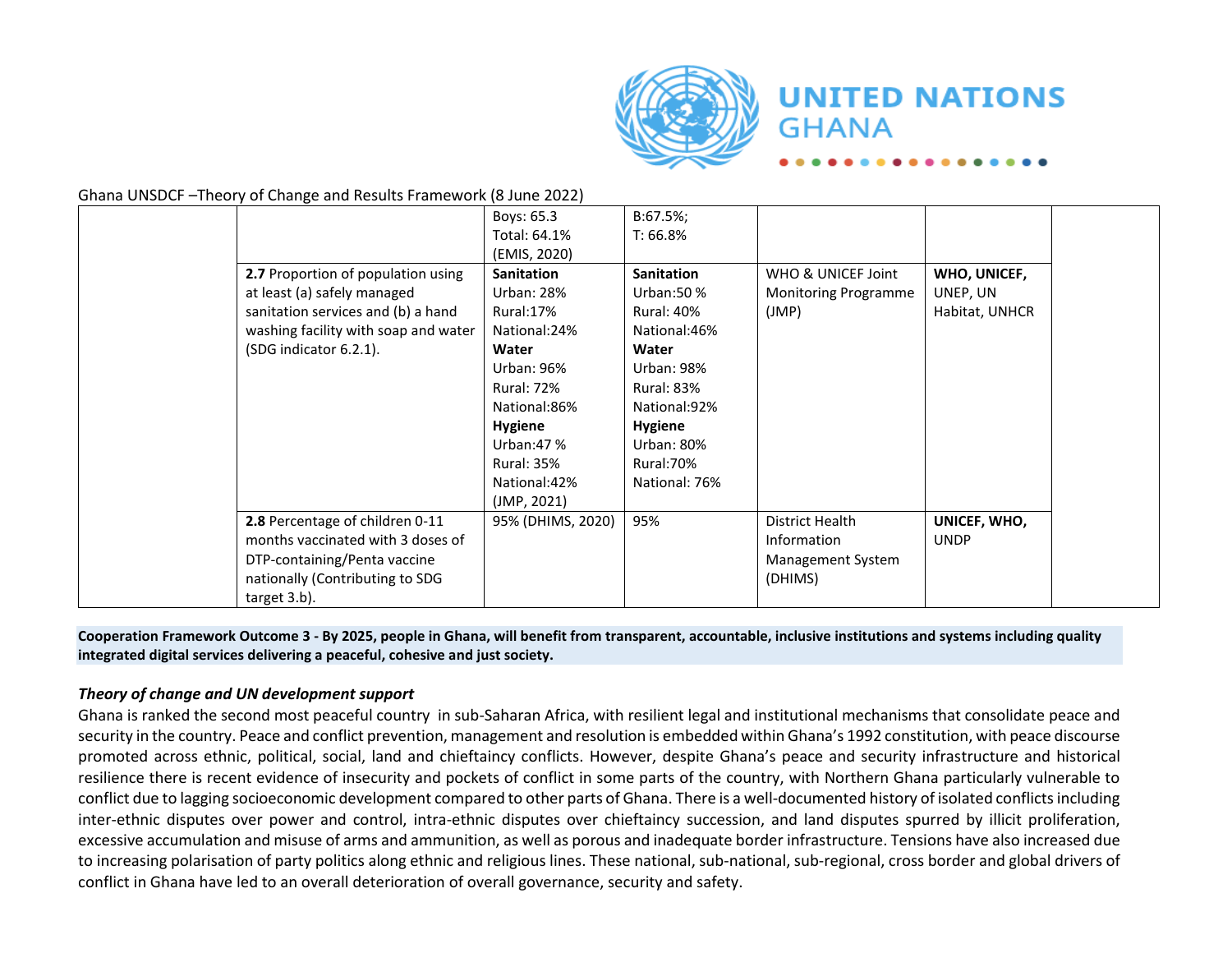Ghana UNSDCF –Theory of Change and Results Framework (8 June 2022)

| | | | | | | |
|---|---|---|---|---|---|---|
| | | Boys: 65.3<br>Total: 64.1%<br>(EMIS, 2020) | B:67.5%;<br>T: 66.8% | | | |
| | **2.7** Proportion of population using at least (a) safely managed sanitation services and (b) a hand washing facility with soap and water (SDG indicator 6.2.1). | **Sanitation**<br>Urban: 28%<br>Rural:17%<br>National:24%<br>**Water**<br>Urban: 96%<br>Rural: 72%<br>National:86%<br>**Hygiene**<br>Urban:47 %<br>Rural: 35%<br>National:42%<br>(JMP, 2021) | **Sanitation**<br>Urban:50 %<br>Rural: 40%<br>National:46%<br>**Water**<br>Urban: 98%<br>Rural: 83%<br>National:92%<br>**Hygiene**<br>Urban: 80%<br>Rural:70%<br>National: 76% | WHO & UNICEF Joint Monitoring Programme (JMP) | **WHO, UNICEF,** UNEP, UN Habitat, UNHCR | |
| | **2.8** Percentage of children 0-11 months vaccinated with 3 doses of DTP-containing/Penta vaccine nationally (Contributing to SDG target 3.b). | 95% (DHIMS, 2020) | 95% | District Health Information Management System (DHIMS) | **UNICEF, WHO,** UNDP | |

**Cooperation Framework Outcome 3 - By 2025, people in Ghana, will benefit from transparent, accountable, inclusive institutions and systems including quality integrated digital services delivering a peaceful, cohesive and just society.**

***Theory of change and UN development support***

Ghana is ranked the second most peaceful country in sub-Saharan Africa, with resilient legal and institutional mechanisms that consolidate peace and security in the country. Peace and conflict prevention, management and resolution is embedded within Ghana's 1992 constitution, with peace discourse promoted across ethnic, political, social, land and chieftaincy conflicts. However, despite Ghana's peace and security infrastructure and historical resilience there is recent evidence of insecurity and pockets of conflict in some parts of the country, with Northern Ghana particularly vulnerable to conflict due to lagging socioeconomic development compared to other parts of Ghana. There is a well-documented history of isolated conflicts including inter-ethnic disputes over power and control, intra-ethnic disputes over chieftaincy succession, and land disputes spurred by illicit proliferation, excessive accumulation and misuse of arms and ammunition, as well as porous and inadequate border infrastructure. Tensions have also increased due to increasing polarisation of party politics along ethnic and religious lines. These national, sub-national, sub-regional, cross border and global drivers of conflict in Ghana have led to an overall deterioration of overall governance, security and safety.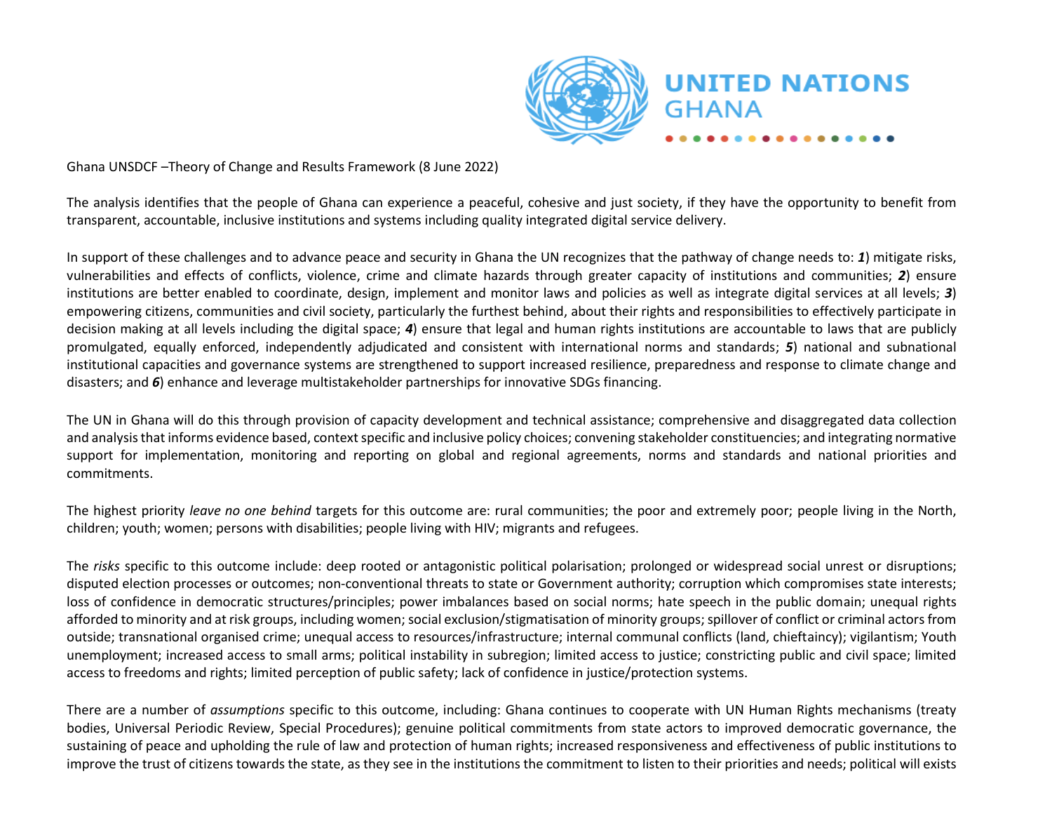Ghana UNSDCF –Theory of Change and Results Framework (8 June 2022)

The analysis identifies that the people of Ghana can experience a peaceful, cohesive and just society, if they have the opportunity to benefit from transparent, accountable, inclusive institutions and systems including quality integrated digital service delivery.

In support of these challenges and to advance peace and security in Ghana the UN recognizes that the pathway of change needs to: ***1***) mitigate risks, vulnerabilities and effects of conflicts, violence, crime and climate hazards through greater capacity of institutions and communities; ***2***) ensure institutions are better enabled to coordinate, design, implement and monitor laws and policies as well as integrate digital services at all levels; ***3***) empowering citizens, communities and civil society, particularly the furthest behind, about their rights and responsibilities to effectively participate in decision making at all levels including the digital space; ***4***) ensure that legal and human rights institutions are accountable to laws that are publicly promulgated, equally enforced, independently adjudicated and consistent with international norms and standards; ***5***) national and subnational institutional capacities and governance systems are strengthened to support increased resilience, preparedness and response to climate change and disasters; and ***6***) enhance and leverage multistakeholder partnerships for innovative SDGs financing.

The UN in Ghana will do this through provision of capacity development and technical assistance; comprehensive and disaggregated data collection and analysis that informs evidence based, context specific and inclusive policy choices; convening stakeholder constituencies; and integrating normative support for implementation, monitoring and reporting on global and regional agreements, norms and standards and national priorities and commitments.

The highest priority *leave no one behind* targets for this outcome are: rural communities; the poor and extremely poor; people living in the North, children; youth; women; persons with disabilities; people living with HIV; migrants and refugees.

The *risks* specific to this outcome include: deep rooted or antagonistic political polarisation; prolonged or widespread social unrest or disruptions; disputed election processes or outcomes; non-conventional threats to state or Government authority; corruption which compromises state interests; loss of confidence in democratic structures/principles; power imbalances based on social norms; hate speech in the public domain; unequal rights afforded to minority and at risk groups, including women; social exclusion/stigmatisation of minority groups; spillover of conflict or criminal actors from outside; transnational organised crime; unequal access to resources/infrastructure; internal communal conflicts (land, chieftaincy); vigilantism; Youth unemployment; increased access to small arms; political instability in subregion; limited access to justice; constricting public and civil space; limited access to freedoms and rights; limited perception of public safety; lack of confidence in justice/protection systems.

There are a number of *assumptions* specific to this outcome, including: Ghana continues to cooperate with UN Human Rights mechanisms (treaty bodies, Universal Periodic Review, Special Procedures); genuine political commitments from state actors to improved democratic governance, the sustaining of peace and upholding the rule of law and protection of human rights; increased responsiveness and effectiveness of public institutions to improve the trust of citizens towards the state, as they see in the institutions the commitment to listen to their priorities and needs; political will exists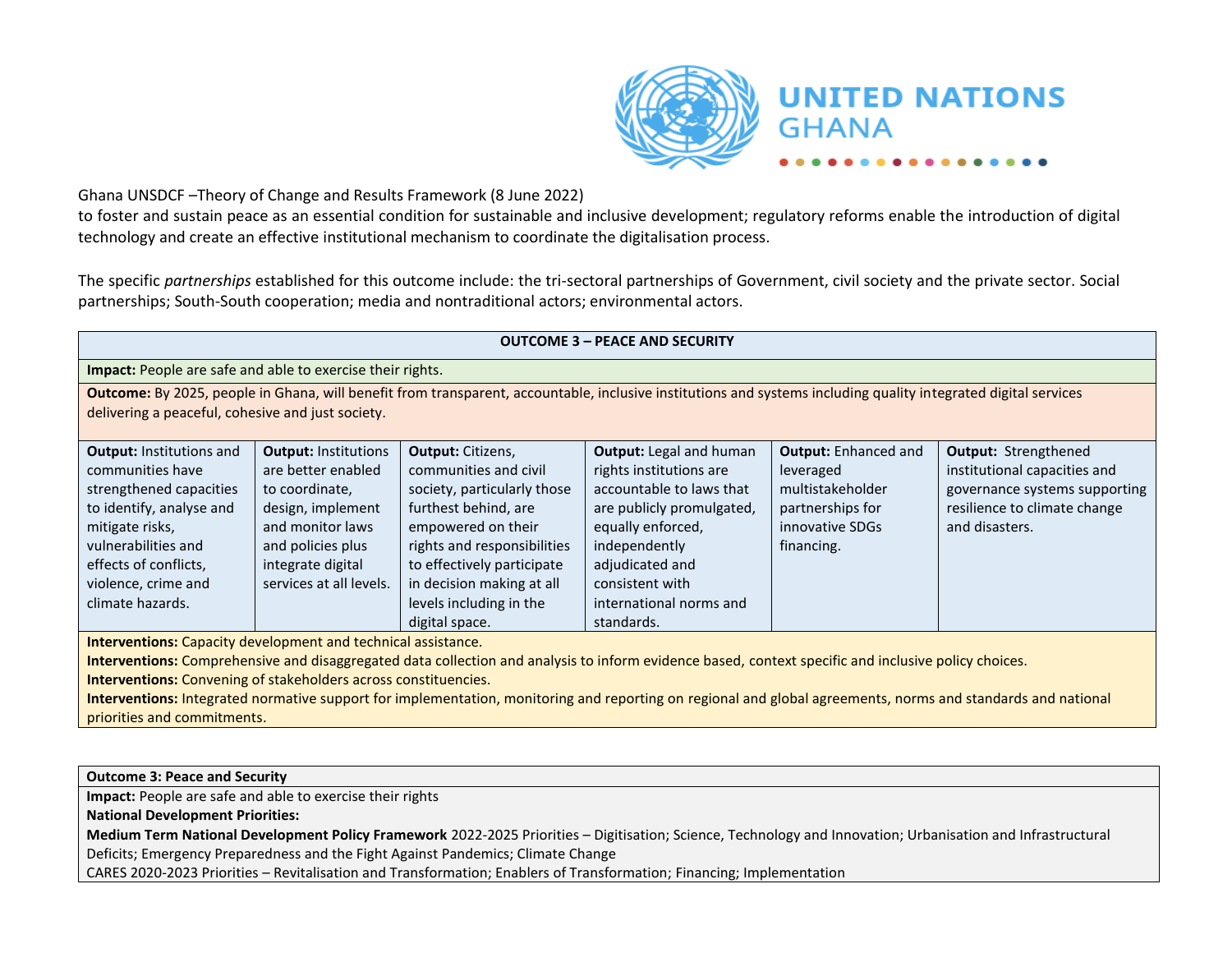Ghana UNSDCF –Theory of Change and Results Framework (8 June 2022)

to foster and sustain peace as an essential condition for sustainable and inclusive development; regulatory reforms enable the introduction of digital technology and create an effective institutional mechanism to coordinate the digitalisation process.

The specific *partnerships* established for this outcome include: the tri-sectoral partnerships of Government, civil society and the private sector. Social partnerships; South-South cooperation; media and nontraditional actors; environmental actors.

| **OUTCOME 3 – PEACE AND SECURITY** | | | | | |
|---|---|---|---|---|---|
| **Impact:** People are safe and able to exercise their rights. | | | | | |
| **Outcome:** By 2025, people in Ghana, will benefit from transparent, accountable, inclusive institutions and systems including quality integrated digital services delivering a peaceful, cohesive and just society. | | | | | |
| **Output:** Institutions and communities have strengthened capacities to identify, analyse and mitigate risks, vulnerabilities and effects of conflicts, violence, crime and climate hazards. | **Output:** Institutions are better enabled to coordinate, design, implement and monitor laws and policies plus integrate digital services at all levels. | **Output:** Citizens, communities and civil society, particularly those furthest behind, are empowered on their rights and responsibilities to effectively participate in decision making at all levels including in the digital space. | **Output:** Legal and human rights institutions are accountable to laws that are publicly promulgated, equally enforced, independently adjudicated and consistent with international norms and standards. | **Output:** Enhanced and leveraged multistakeholder partnerships for innovative SDGs financing. | **Output:** Strengthened institutional capacities and governance systems supporting resilience to climate change and disasters. |
| **Interventions:** Capacity development and technical assistance.<br>**Interventions:** Comprehensive and disaggregated data collection and analysis to inform evidence based, context specific and inclusive policy choices.<br>**Interventions:** Convening of stakeholders across constituencies.<br>**Interventions:** Integrated normative support for implementation, monitoring and reporting on regional and global agreements, norms and standards and national priorities and commitments. | | | | | |

| **Outcome 3: Peace and Security** |
|---|
| **Impact:** People are safe and able to exercise their rights<br>**National Development Priorities:**<br>**Medium Term National Development Policy Framework** 2022-2025 Priorities – Digitisation; Science, Technology and Innovation; Urbanisation and Infrastructural Deficits; Emergency Preparedness and the Fight Against Pandemics; Climate Change<br>CARES 2020-2023 Priorities – Revitalisation and Transformation; Enablers of Transformation; Financing; Implementation |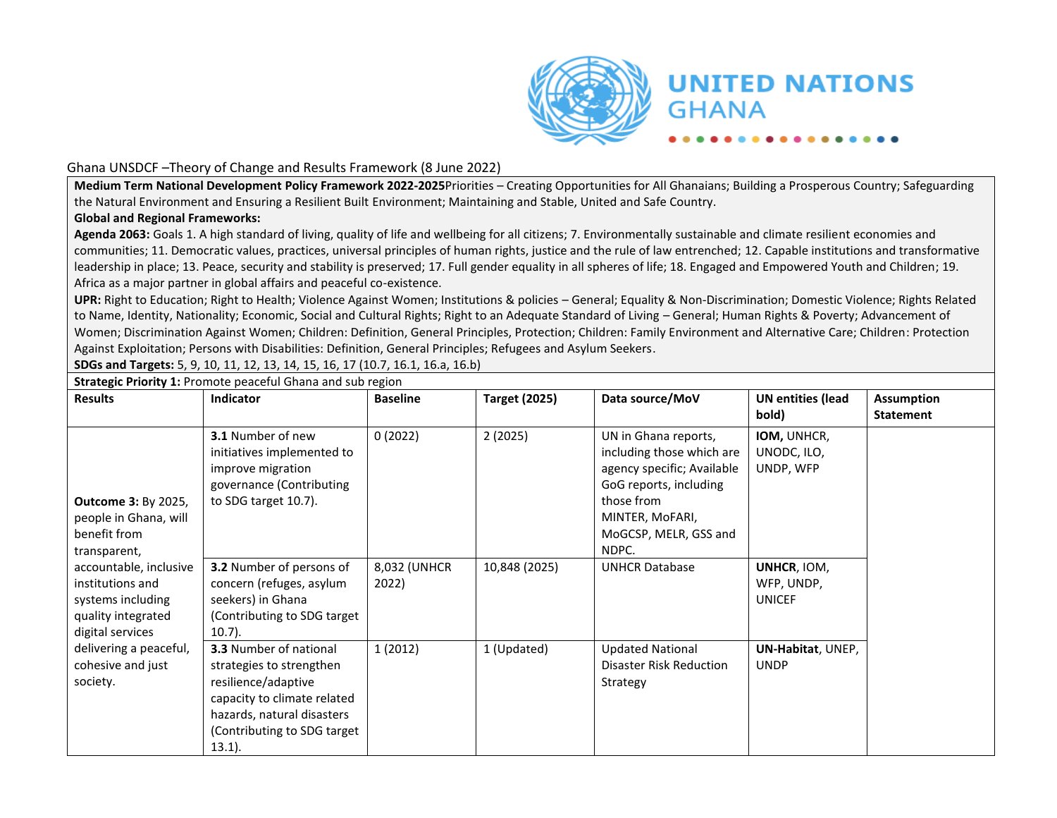Ghana UNSDCF –Theory of Change and Results Framework (8 June 2022)

**Medium Term National Development Policy Framework 2022-2025**Priorities – Creating Opportunities for All Ghanaians; Building a Prosperous Country; Safeguarding the Natural Environment and Ensuring a Resilient Built Environment; Maintaining and Stable, United and Safe Country.

**Global and Regional Frameworks:**

**Agenda 2063:** Goals 1. A high standard of living, quality of life and wellbeing for all citizens; 7. Environmentally sustainable and climate resilient economies and communities; 11. Democratic values, practices, universal principles of human rights, justice and the rule of law entrenched; 12. Capable institutions and transformative leadership in place; 13. Peace, security and stability is preserved; 17. Full gender equality in all spheres of life; 18. Engaged and Empowered Youth and Children; 19. Africa as a major partner in global affairs and peaceful co-existence.

**UPR:** Right to Education; Right to Health; Violence Against Women; Institutions & policies – General; Equality & Non-Discrimination; Domestic Violence; Rights Related to Name, Identity, Nationality; Economic, Social and Cultural Rights; Right to an Adequate Standard of Living – General; Human Rights & Poverty; Advancement of Women; Discrimination Against Women; Children: Definition, General Principles, Protection; Children: Family Environment and Alternative Care; Children: Protection Against Exploitation; Persons with Disabilities: Definition, General Principles; Refugees and Asylum Seekers.

**SDGs and Targets:** 5, 9, 10, 11, 12, 13, 14, 15, 16, 17 (10.7, 16.1, 16.a, 16.b)

**Strategic Priority 1:** Promote peaceful Ghana and sub region

| Results | Indicator | Baseline | Target (2025) | Data source/MoV | UN entities (lead bold) | Assumption Statement |
|---|---|---|---|---|---|---|
| **Outcome 3:** By 2025, people in Ghana, will benefit from transparent, accountable, inclusive institutions and systems including quality integrated digital services delivering a peaceful, cohesive and just society. | **3.1** Number of new initiatives implemented to improve migration governance (Contributing to SDG target 10.7). | 0 (2022) | 2 (2025) | UN in Ghana reports, including those which are agency specific; Available GoG reports, including those from MINTER, MoFARI, MoGCSP, MELR, GSS and NDPC. | **IOM,** UNHCR, UNODC, ILO, UNDP, WFP | |
| | **3.2** Number of persons of concern (refuges, asylum seekers) in Ghana (Contributing to SDG target 10.7). | 8,032 (UNHCR 2022) | 10,848 (2025) | UNHCR Database | **UNHCR**, IOM, WFP, UNDP, UNICEF | |
| | **3.3** Number of national strategies to strengthen resilience/adaptive capacity to climate related hazards, natural disasters (Contributing to SDG target 13.1). | 1 (2012) | 1 (Updated) | Updated National Disaster Risk Reduction Strategy | **UN-Habitat**, UNEP, UNDP | |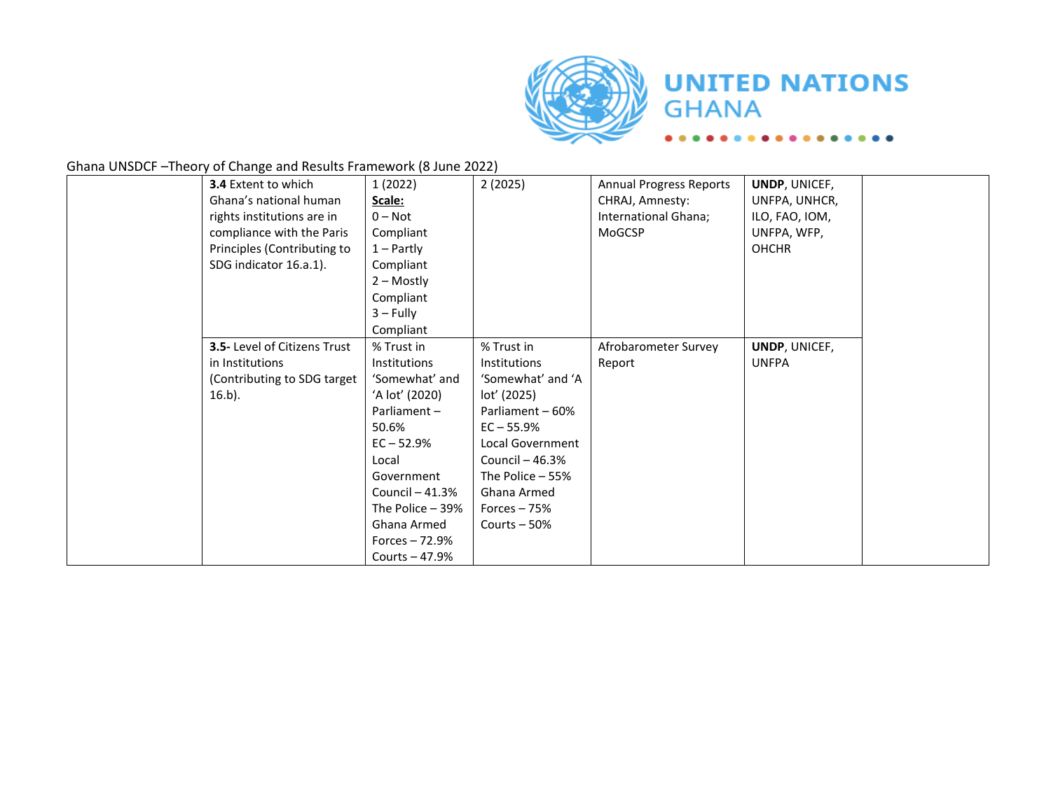Ghana UNSDCF –Theory of Change and Results Framework (8 June 2022)

| | | | | | | |
|---|---|---|---|---|---|---|
| | **3.4** Extent to which Ghana's national human rights institutions are in compliance with the Paris Principles (Contributing to SDG indicator 16.a.1). | 1 (2022)<br>**Scale:**<br>0 – Not Compliant<br>1 – Partly Compliant<br>2 – Mostly Compliant<br>3 – Fully Compliant | 2 (2025) | Annual Progress Reports CHRAJ, Amnesty: International Ghana; MoGCSP | **UNDP**, UNICEF, UNFPA, UNHCR, ILO, FAO, IOM, UNFPA, WFP, OHCHR | |
| | **3.5-** Level of Citizens Trust in Institutions (Contributing to SDG target 16.b). | % Trust in Institutions 'Somewhat' and 'A lot' (2020)<br>Parliament – 50.6%<br>EC – 52.9%<br>Local Government Council – 41.3%<br>The Police – 39%<br>Ghana Armed Forces – 72.9%<br>Courts – 47.9% | % Trust in Institutions 'Somewhat' and 'A lot' (2025)<br>Parliament – 60%<br>EC – 55.9%<br>Local Government Council – 46.3%<br>The Police – 55%<br>Ghana Armed Forces – 75%<br>Courts – 50% | Afrobarometer Survey Report | **UNDP**, UNICEF, UNFPA | |